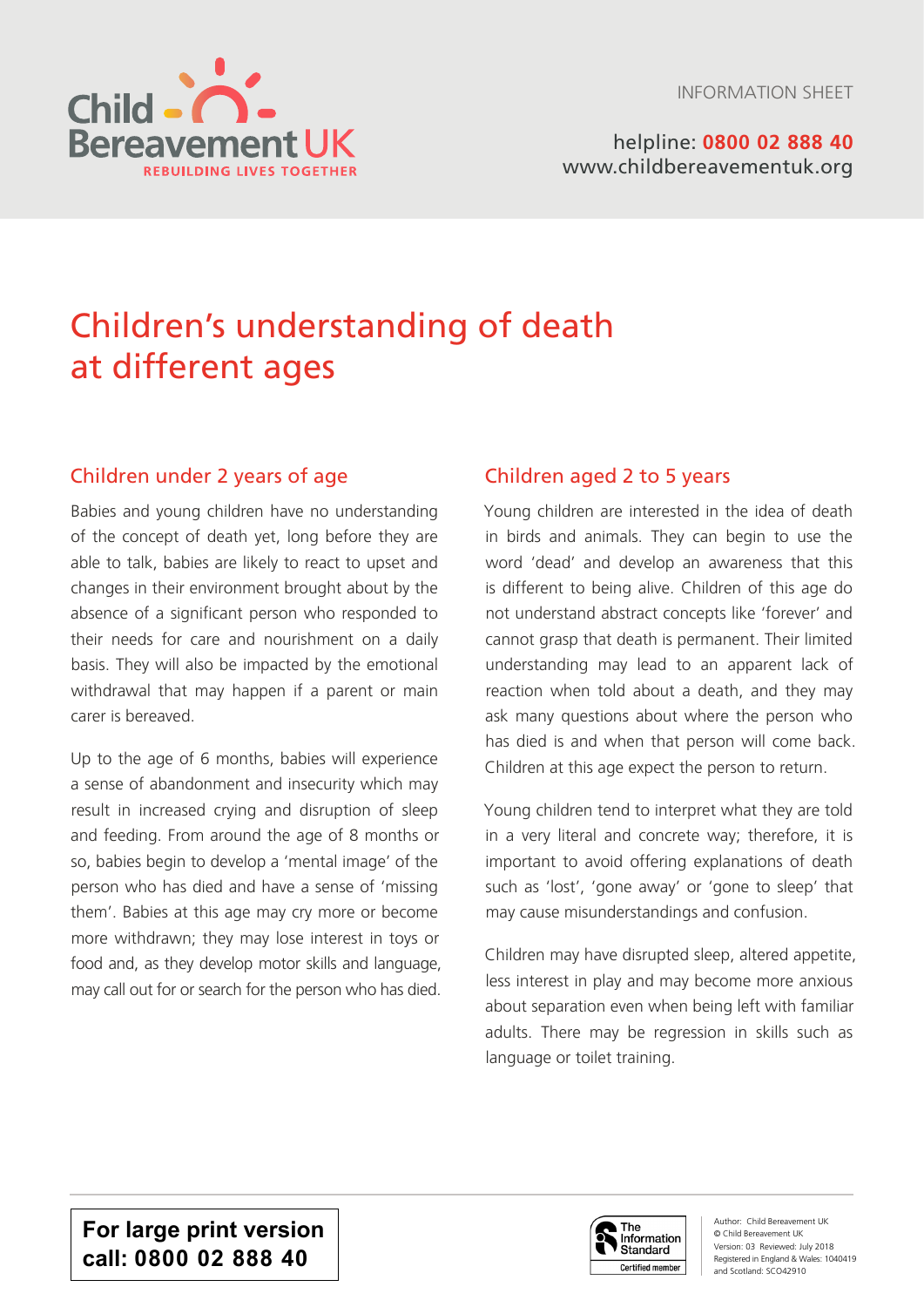Child Bereavement UK
REBUILDING LIVES TOGETHER

INFORMATION SHEET

helpline: **0800 02 888 40**
www.childbereavementuk.org

# Children's understanding of death at different ages

## Children under 2 years of age

Babies and young children have no understanding of the concept of death yet, long before they are able to talk, babies are likely to react to upset and changes in their environment brought about by the absence of a significant person who responded to their needs for care and nourishment on a daily basis. They will also be impacted by the emotional withdrawal that may happen if a parent or main carer is bereaved.

Up to the age of 6 months, babies will experience a sense of abandonment and insecurity which may result in increased crying and disruption of sleep and feeding. From around the age of 8 months or so, babies begin to develop a 'mental image' of the person who has died and have a sense of 'missing them'. Babies at this age may cry more or become more withdrawn; they may lose interest in toys or food and, as they develop motor skills and language, may call out for or search for the person who has died.

## Children aged 2 to 5 years

Young children are interested in the idea of death in birds and animals. They can begin to use the word 'dead' and develop an awareness that this is different to being alive. Children of this age do not understand abstract concepts like 'forever' and cannot grasp that death is permanent. Their limited understanding may lead to an apparent lack of reaction when told about a death, and they may ask many questions about where the person who has died is and when that person will come back. Children at this age expect the person to return.

Young children tend to interpret what they are told in a very literal and concrete way; therefore, it is important to avoid offering explanations of death such as 'lost', 'gone away' or 'gone to sleep' that may cause misunderstandings and confusion.

Children may have disrupted sleep, altered appetite, less interest in play and may become more anxious about separation even when being left with familiar adults. There may be regression in skills such as language or toilet training.

**For large print version call: 0800 02 888 40**

The Information Standard – Certified member

Author: Child Bereavement UK
© Child Bereavement UK
Version: 03 Reviewed: July 2018
Registered in England & Wales: 1040419 and Scotland: SCO42910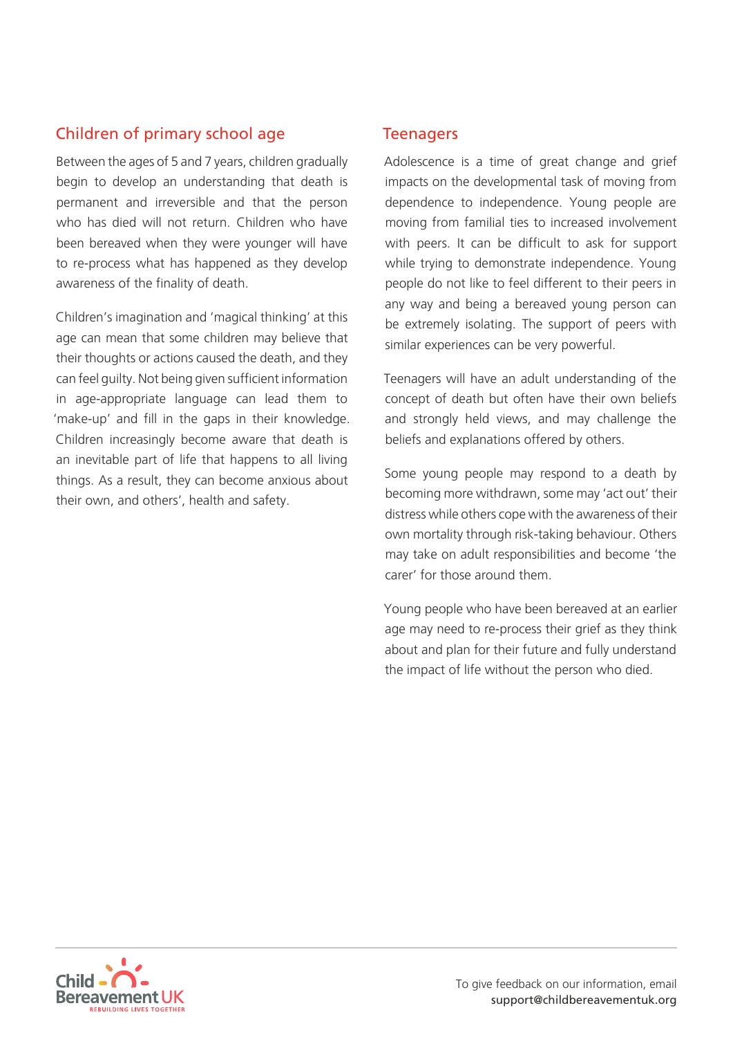## Children of primary school age

Between the ages of 5 and 7 years, children gradually begin to develop an understanding that death is permanent and irreversible and that the person who has died will not return. Children who have been bereaved when they were younger will have to re-process what has happened as they develop awareness of the finality of death.

Children's imagination and 'magical thinking' at this age can mean that some children may believe that their thoughts or actions caused the death, and they can feel guilty. Not being given sufficient information in age-appropriate language can lead them to 'make-up' and fill in the gaps in their knowledge. Children increasingly become aware that death is an inevitable part of life that happens to all living things. As a result, they can become anxious about their own, and others', health and safety.

## Teenagers

Adolescence is a time of great change and grief impacts on the developmental task of moving from dependence to independence. Young people are moving from familial ties to increased involvement with peers. It can be difficult to ask for support while trying to demonstrate independence. Young people do not like to feel different to their peers in any way and being a bereaved young person can be extremely isolating. The support of peers with similar experiences can be very powerful.

Teenagers will have an adult understanding of the concept of death but often have their own beliefs and strongly held views, and may challenge the beliefs and explanations offered by others.

Some young people may respond to a death by becoming more withdrawn, some may 'act out' their distress while others cope with the awareness of their own mortality through risk-taking behaviour. Others may take on adult responsibilities and become 'the carer' for those around them.

Young people who have been bereaved at an earlier age may need to re-process their grief as they think about and plan for their future and fully understand the impact of life without the person who died.

Child Bereavement UK
REBUILDING LIVES TOGETHER

To give feedback on our information, email support@childbereavementuk.org